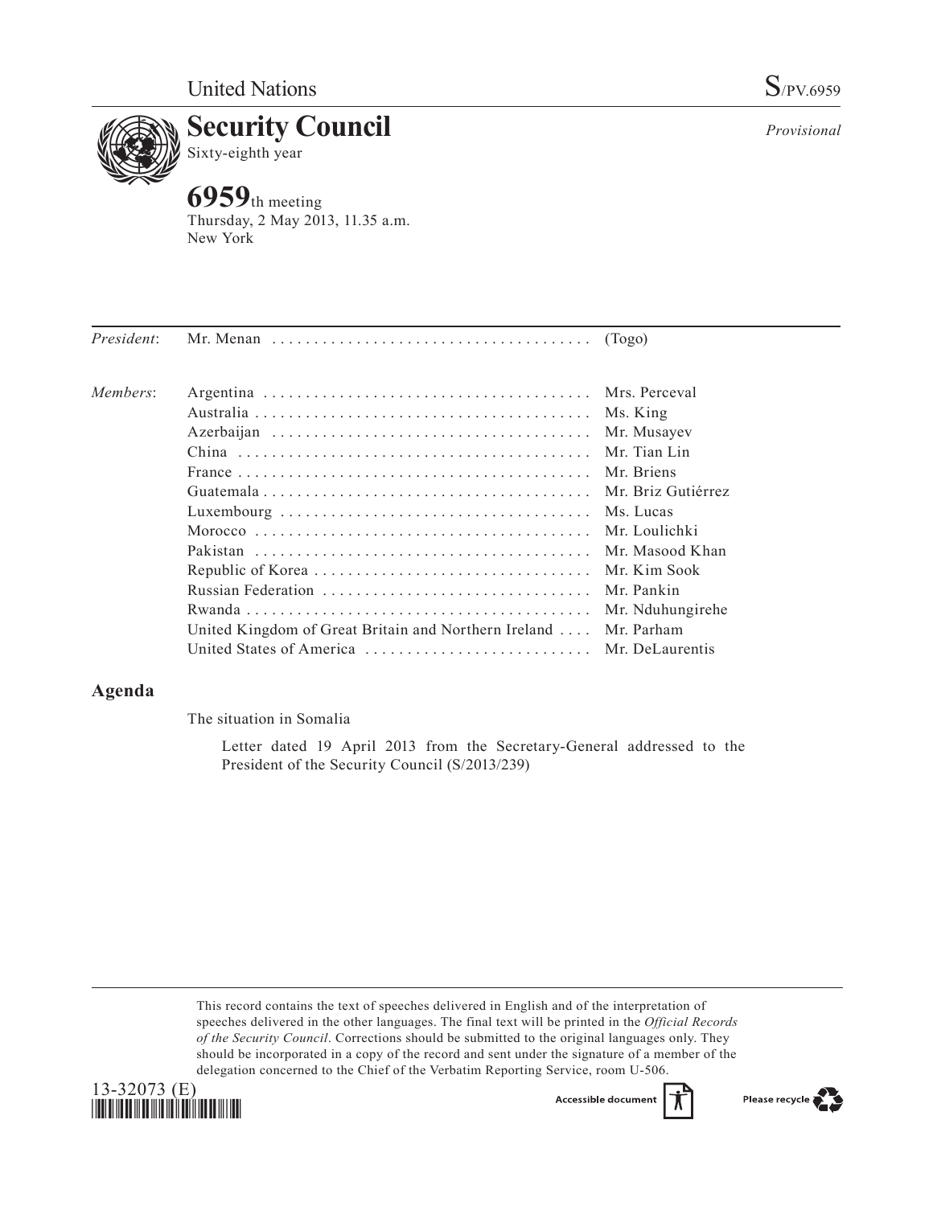United Nations

S/PV.6959

# Security Council

Sixty-eighth year

*Provisional*

## 6959th meeting

Thursday, 2 May 2013, 11.35 a.m.
New York

| | | |
|---|---|---|
| *President*: | Mr. Menan | (Togo) |
| *Members*: | Argentina | Mrs. Perceval |
| | Australia | Ms. King |
| | Azerbaijan | Mr. Musayev |
| | China | Mr. Tian Lin |
| | France | Mr. Briens |
| | Guatemala | Mr. Briz Gutiérrez |
| | Luxembourg | Ms. Lucas |
| | Morocco | Mr. Loulichki |
| | Pakistan | Mr. Masood Khan |
| | Republic of Korea | Mr. Kim Sook |
| | Russian Federation | Mr. Pankin |
| | Rwanda | Mr. Nduhungirehe |
| | United Kingdom of Great Britain and Northern Ireland | Mr. Parham |
| | United States of America | Mr. DeLaurentis |

## Agenda

The situation in Somalia

Letter dated 19 April 2013 from the Secretary-General addressed to the President of the Security Council (S/2013/239)

This record contains the text of speeches delivered in English and of the interpretation of speeches delivered in the other languages. The final text will be printed in the *Official Records of the Security Council*. Corrections should be submitted to the original languages only. They should be incorporated in a copy of the record and sent under the signature of a member of the delegation concerned to the Chief of the Verbatim Reporting Service, room U-506.

13-32073 (E)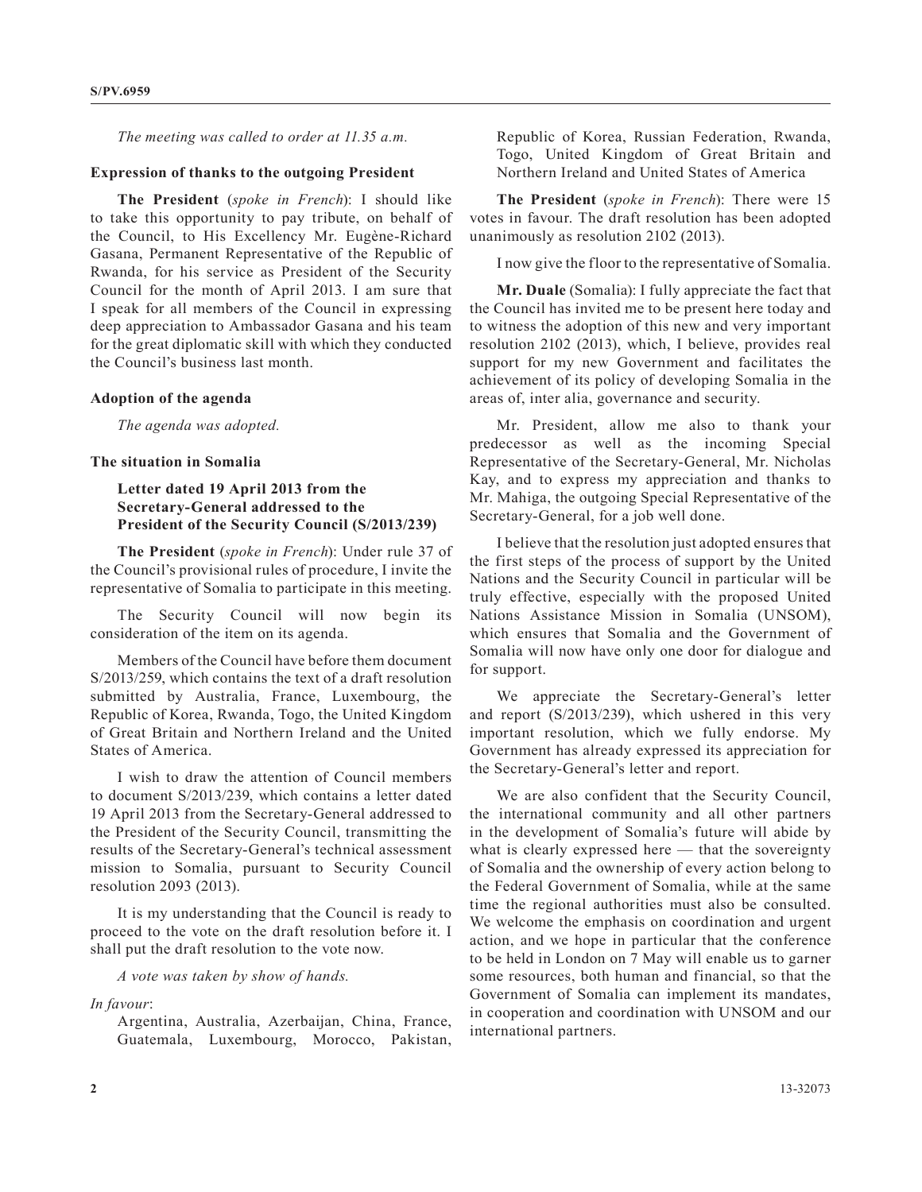*The meeting was called to order at 11.35 a.m.*

## Expression of thanks to the outgoing President

**The President** (*spoke in French*): I should like to take this opportunity to pay tribute, on behalf of the Council, to His Excellency Mr. Eugène-Richard Gasana, Permanent Representative of the Republic of Rwanda, for his service as President of the Security Council for the month of April 2013. I am sure that I speak for all members of the Council in expressing deep appreciation to Ambassador Gasana and his team for the great diplomatic skill with which they conducted the Council's business last month.

## Adoption of the agenda

*The agenda was adopted.*

## The situation in Somalia

### Letter dated 19 April 2013 from the Secretary-General addressed to the President of the Security Council (S/2013/239)

**The President** (*spoke in French*): Under rule 37 of the Council's provisional rules of procedure, I invite the representative of Somalia to participate in this meeting.

The Security Council will now begin its consideration of the item on its agenda.

Members of the Council have before them document S/2013/259, which contains the text of a draft resolution submitted by Australia, France, Luxembourg, the Republic of Korea, Rwanda, Togo, the United Kingdom of Great Britain and Northern Ireland and the United States of America.

I wish to draw the attention of Council members to document S/2013/239, which contains a letter dated 19 April 2013 from the Secretary-General addressed to the President of the Security Council, transmitting the results of the Secretary-General's technical assessment mission to Somalia, pursuant to Security Council resolution 2093 (2013).

It is my understanding that the Council is ready to proceed to the vote on the draft resolution before it. I shall put the draft resolution to the vote now.

*A vote was taken by show of hands.*

*In favour*:

Argentina, Australia, Azerbaijan, China, France, Guatemala, Luxembourg, Morocco, Pakistan, Republic of Korea, Russian Federation, Rwanda, Togo, United Kingdom of Great Britain and Northern Ireland and United States of America

**The President** (*spoke in French*): There were 15 votes in favour. The draft resolution has been adopted unanimously as resolution 2102 (2013).

I now give the floor to the representative of Somalia.

**Mr. Duale** (Somalia): I fully appreciate the fact that the Council has invited me to be present here today and to witness the adoption of this new and very important resolution 2102 (2013), which, I believe, provides real support for my new Government and facilitates the achievement of its policy of developing Somalia in the areas of, inter alia, governance and security.

Mr. President, allow me also to thank your predecessor as well as the incoming Special Representative of the Secretary-General, Mr. Nicholas Kay, and to express my appreciation and thanks to Mr. Mahiga, the outgoing Special Representative of the Secretary-General, for a job well done.

I believe that the resolution just adopted ensures that the first steps of the process of support by the United Nations and the Security Council in particular will be truly effective, especially with the proposed United Nations Assistance Mission in Somalia (UNSOM), which ensures that Somalia and the Government of Somalia will now have only one door for dialogue and for support.

We appreciate the Secretary-General's letter and report (S/2013/239), which ushered in this very important resolution, which we fully endorse. My Government has already expressed its appreciation for the Secretary-General's letter and report.

We are also confident that the Security Council, the international community and all other partners in the development of Somalia's future will abide by what is clearly expressed here — that the sovereignty of Somalia and the ownership of every action belong to the Federal Government of Somalia, while at the same time the regional authorities must also be consulted. We welcome the emphasis on coordination and urgent action, and we hope in particular that the conference to be held in London on 7 May will enable us to garner some resources, both human and financial, so that the Government of Somalia can implement its mandates, in cooperation and coordination with UNSOM and our international partners.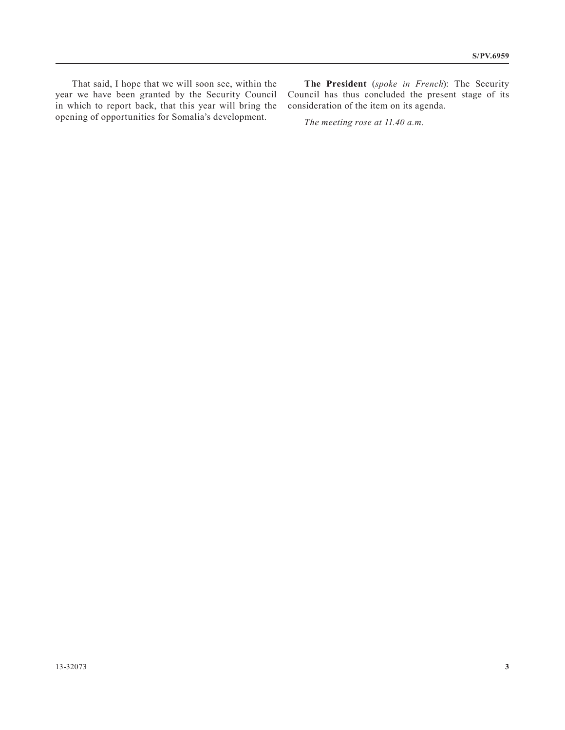That said, I hope that we will soon see, within the year we have been granted by the Security Council in which to report back, that this year will bring the opening of opportunities for Somalia's development.

**The President** (*spoke in French*): The Security Council has thus concluded the present stage of its consideration of the item on its agenda.

*The meeting rose at 11.40 a.m.*